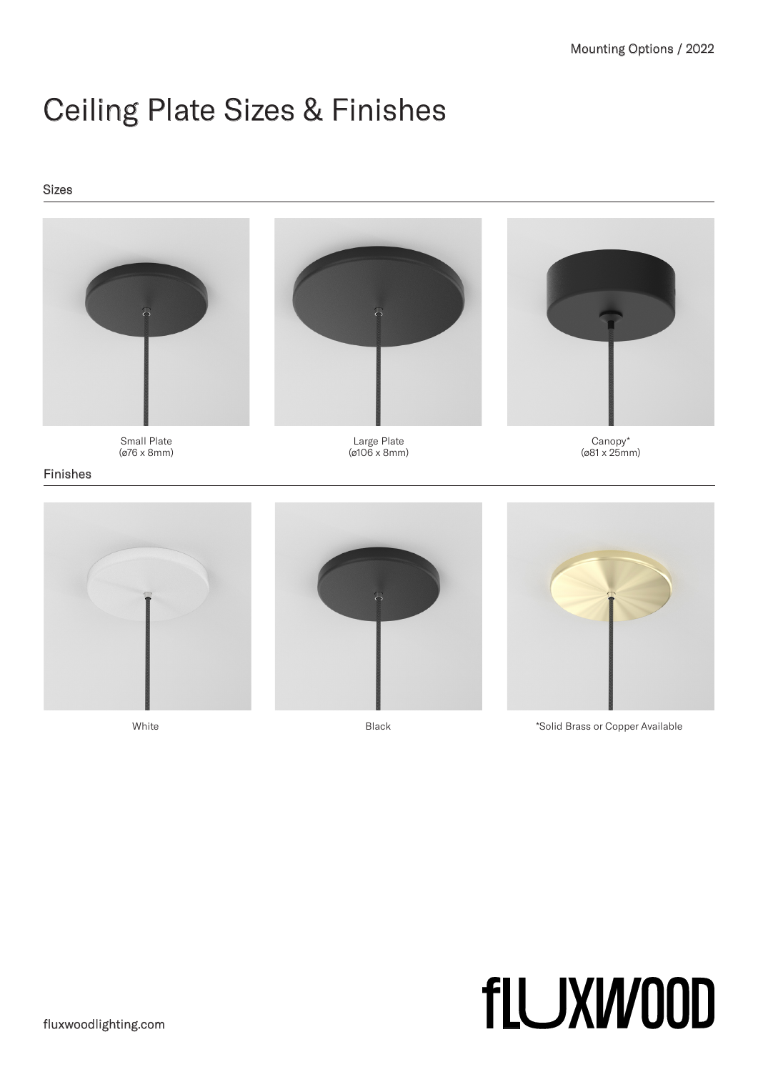# Ceiling Plate Sizes & Finishes

## Sizes

Small Plate
(ø76 x 8mm)

Large Plate
(ø106 x 8mm)

Canopy*
(ø81 x 25mm)

## Finishes

White

Black

*Solid Brass or Copper Available

fLUXWOOD

fluxwoodlighting.com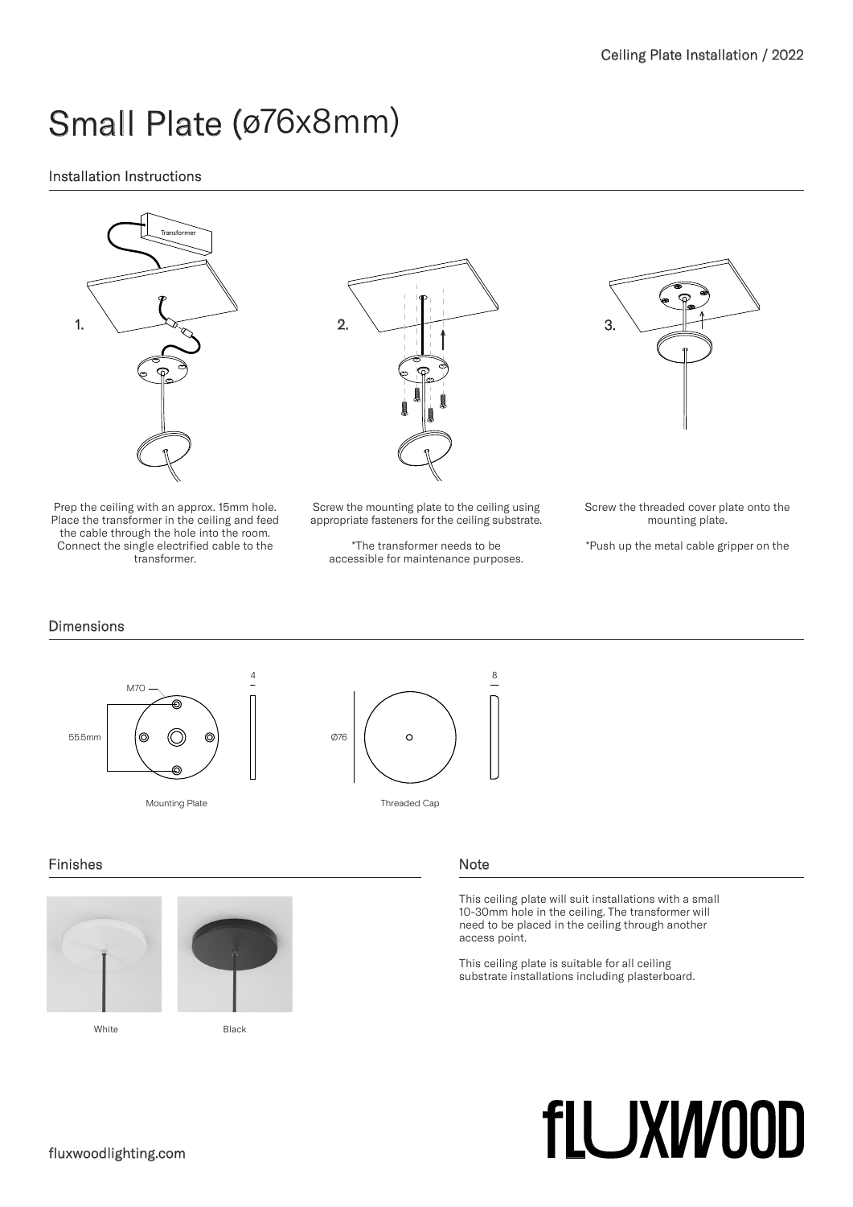# Small Plate (ø76x8mm)

## Installation Instructions

1.

Transformer

Prep the ceiling with an approx. 15mm hole. Place the transformer in the ceiling and feed the cable through the hole into the room. Connect the single electrified cable to the transformer.

2.

Screw the mounting plate to the ceiling using appropriate fasteners for the ceiling substrate.

*The transformer needs to be accessible for maintenance purposes.

3.

Screw the threaded cover plate onto the mounting plate.

*Push up the metal cable gripper on the

## Dimensions

M70

55.5mm

4

Mounting Plate

Ø76

8

Threaded Cap

## Finishes

White

Black

## Note

This ceiling plate will suit installations with a small 10-30mm hole in the ceiling. The transformer will need to be placed in the ceiling through another access point.

This ceiling plate is suitable for all ceiling substrate installations including plasterboard.

fLUXWOOD

fluxwoodlighting.com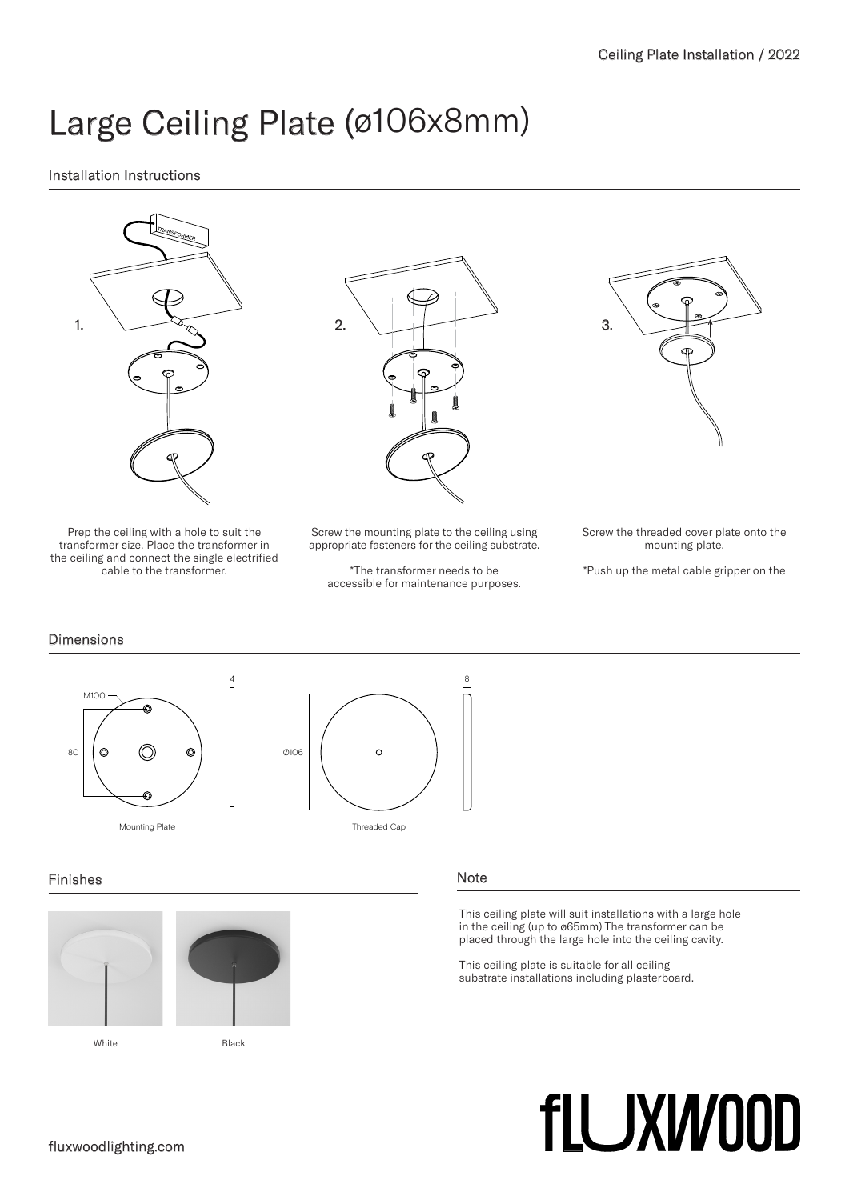# Large Ceiling Plate (ø106x8mm)

## Installation Instructions

1. Prep the ceiling with a hole to suit the transformer size. Place the transformer in the ceiling and connect the single electrified cable to the transformer.

2. Screw the mounting plate to the ceiling using appropriate fasteners for the ceiling substrate.

   *The transformer needs to be accessible for maintenance purposes.

3. Screw the threaded cover plate onto the mounting plate.

   *Push up the metal cable gripper on the

## Dimensions

M100

80

4

Mounting Plate

Ø106

8

Threaded Cap

## Finishes

White

Black

## Note

This ceiling plate will suit installations with a large hole in the ceiling (up to ø65mm) The transformer can be placed through the large hole into the ceiling cavity.

This ceiling plate is suitable for all ceiling substrate installations including plasterboard.

fluxwoodlighting.com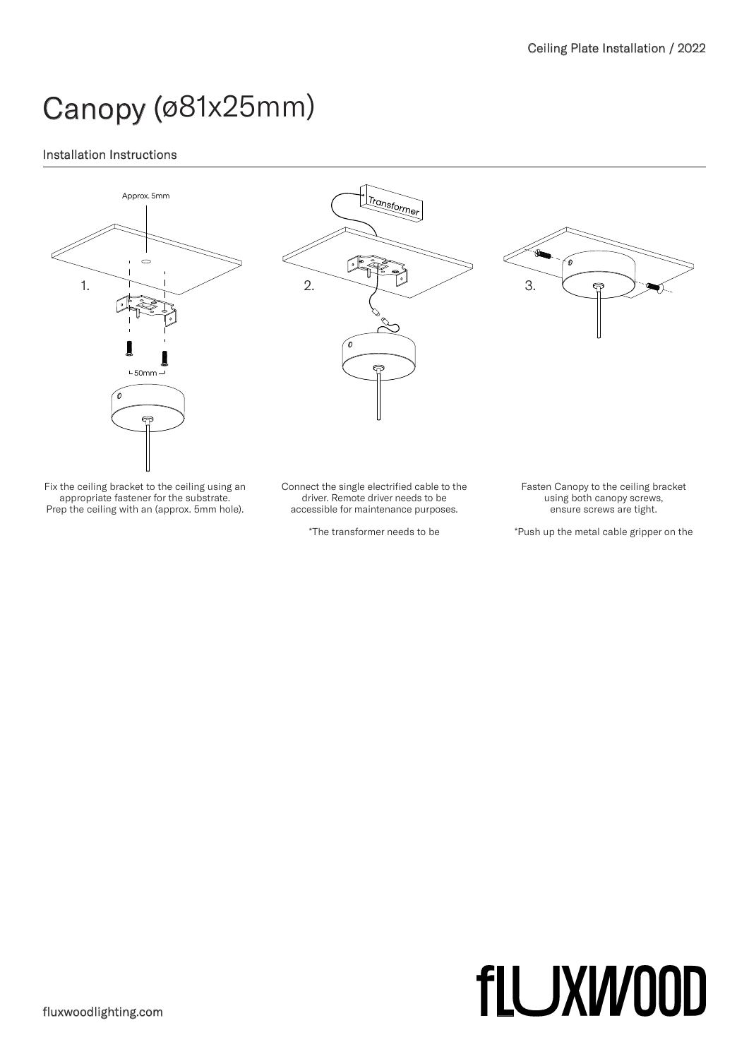Ceiling Plate Installation / 2022

# Canopy (ø81x25mm)

## Installation Instructions

Approx. 5mm

1.

50mm

2.

Transformer

3.

Fix the ceiling bracket to the ceiling using an appropriate fastener for the substrate. Prep the ceiling with an (approx. 5mm hole).

Connect the single electrified cable to the driver. Remote driver needs to be accessible for maintenance purposes.

*The transformer needs to be

Fasten Canopy to the ceiling bracket using both canopy screws, ensure screws are tight.

*Push up the metal cable gripper on the

fluxwoodlighting.com

fLUXWOOD